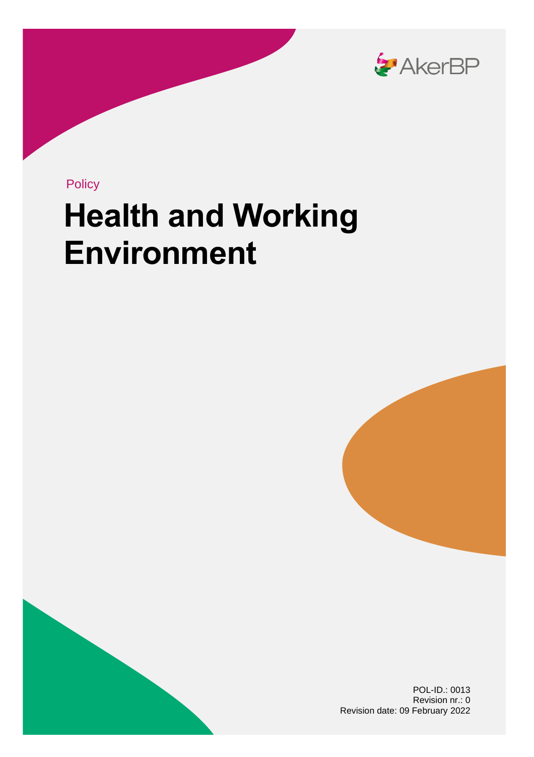AkerBP

Policy

# Health and Working Environment

POL-ID.: 0013
Revision nr.: 0
Revision date: 09 February 2022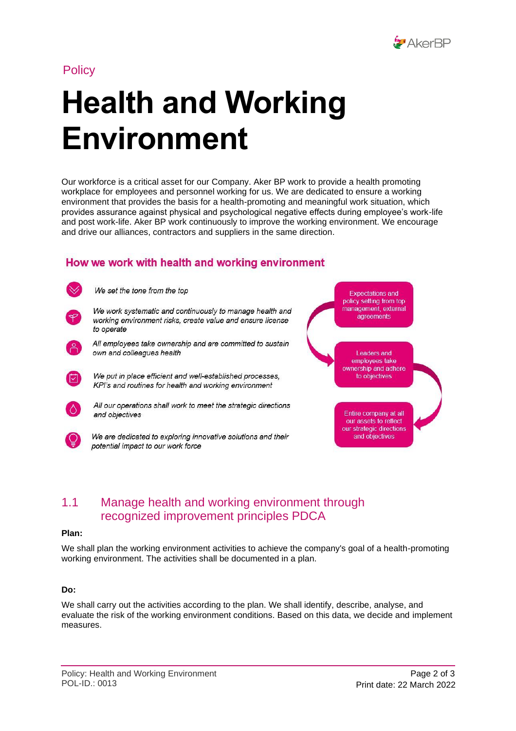Policy

# Health and Working Environment

Our workforce is a critical asset for our Company. Aker BP work to provide a health promoting workplace for employees and personnel working for us. We are dedicated to ensure a working environment that provides the basis for a health-promoting and meaningful work situation, which provides assurance against physical and psychological negative effects during employee's work-life and post work-life. Aker BP work continuously to improve the working environment. We encourage and drive our alliances, contractors and suppliers in the same direction.

## How we work with health and working environment

- *We set the tone from the top*
- *We work systematic and continuously to manage health and working environment risks, create value and ensure license to operate*
- *All employees take ownership and are committed to sustain own and colleagues health*
- *We put in place efficient and well-established processes, KPI's and routines for health and working environment*
- *All our operations shall work to meet the strategic directions and objectives*
- *We are dedicated to exploring innovative solutions and their potential impact to our work force*

Expectations and policy setting from top management, external agreements

Leaders and employees take ownership and adhere to objectives

Entire company at all our assets to reflect our strategic directions and objectives

## 1.1 Manage health and working environment through recognized improvement principles PDCA

**Plan:**

We shall plan the working environment activities to achieve the company's goal of a health-promoting working environment. The activities shall be documented in a plan.

**Do:**

We shall carry out the activities according to the plan. We shall identify, describe, analyse, and evaluate the risk of the working environment conditions. Based on this data, we decide and implement measures.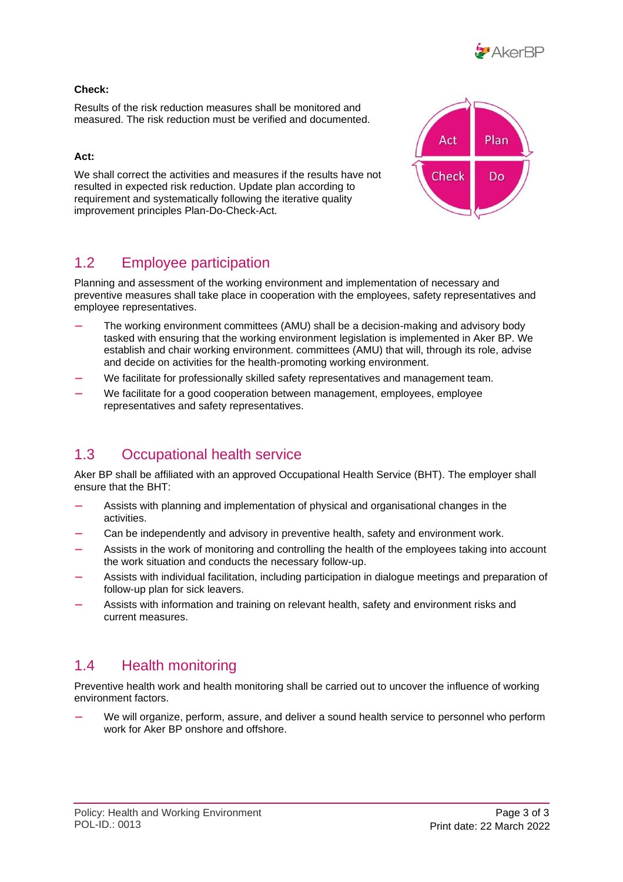**Check:**

Results of the risk reduction measures shall be monitored and measured. The risk reduction must be verified and documented.

**Act:**

We shall correct the activities and measures if the results have not resulted in expected risk reduction. Update plan according to requirement and systematically following the iterative quality improvement principles Plan-Do-Check-Act.

Act
Plan
Check
Do

## 1.2 Employee participation

Planning and assessment of the working environment and implementation of necessary and preventive measures shall take place in cooperation with the employees, safety representatives and employee representatives.

- The working environment committees (AMU) shall be a decision-making and advisory body tasked with ensuring that the working environment legislation is implemented in Aker BP. We establish and chair working environment. committees (AMU) that will, through its role, advise and decide on activities for the health-promoting working environment.
- We facilitate for professionally skilled safety representatives and management team.
- We facilitate for a good cooperation between management, employees, employee representatives and safety representatives.

## 1.3 Occupational health service

Aker BP shall be affiliated with an approved Occupational Health Service (BHT). The employer shall ensure that the BHT:

- Assists with planning and implementation of physical and organisational changes in the activities.
- Can be independently and advisory in preventive health, safety and environment work.
- Assists in the work of monitoring and controlling the health of the employees taking into account the work situation and conducts the necessary follow-up.
- Assists with individual facilitation, including participation in dialogue meetings and preparation of follow-up plan for sick leavers.
- Assists with information and training on relevant health, safety and environment risks and current measures.

## 1.4 Health monitoring

Preventive health work and health monitoring shall be carried out to uncover the influence of working environment factors.

- We will organize, perform, assure, and deliver a sound health service to personnel who perform work for Aker BP onshore and offshore.